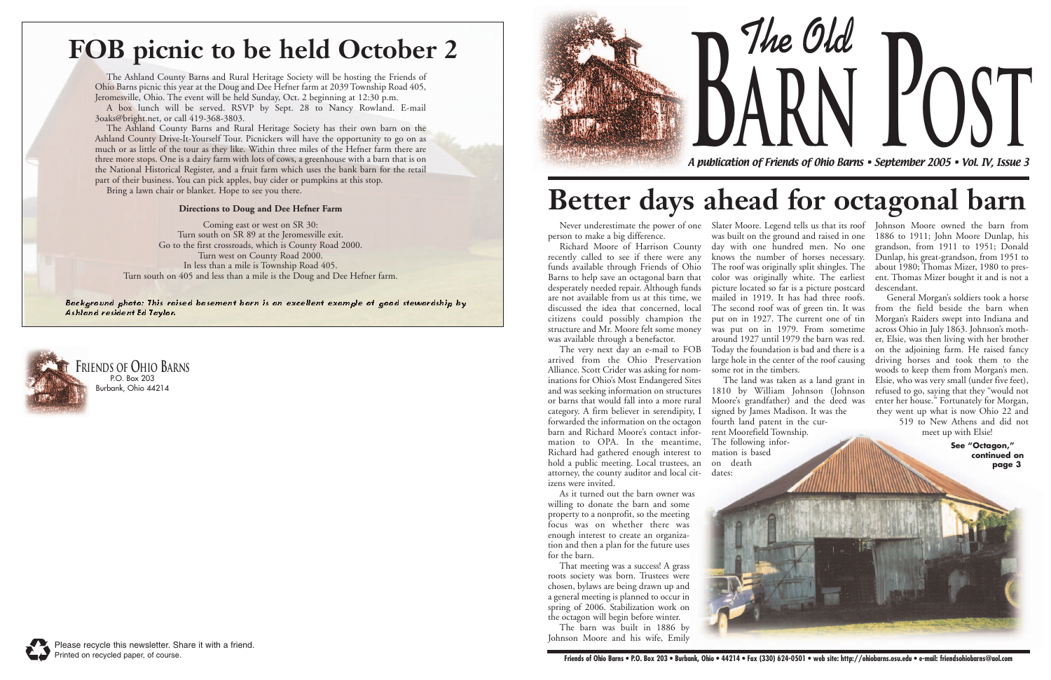# FOB picnic to be held October 2

The Ashland County Barns and Rural Heritage Society will be hosting the Friends of Ohio Barns picnic this year at the Doug and Dee Hefner farm at 2039 Township Road 405, Jeromesville, Ohio. The event will be held Sunday, Oct. 2 beginning at 12:30 p.m.

A box lunch will be served. RSVP by Sept. 28 to Nancy Rowland. E-mail 3oaks@bright.net, or call 419-368-3803.

The Ashland County Barns and Rural Heritage Society has their own barn on the Ashland County Drive-It-Yourself Tour. Picnickers will have the opportunity to go on as much or as little of the tour as they like. Within three miles of the Hefner farm there are three more stops. One is a dairy farm with lots of cows, a greenhouse with a barn that is on the National Historical Register, and a fruit farm which uses the bank barn for the retail part of their business. You can pick apples, buy cider or pumpkins at this stop.

Bring a lawn chair or blanket. Hope to see you there.

**Directions to Doug and Dee Hefner Farm**

Coming east or west on SR 30:
Turn south on SR 89 at the Jeromesville exit.
Go to the first crossroads, which is County Road 2000.
Turn west on County Road 2000.
In less than a mile is Township Road 405.
Turn south on 405 and less than a mile is the Doug and Dee Hefner farm.

*Background photo: This raised basement barn is an excellent example of good stewardship by Ashland resident Ed Taylor.*

FRIENDS OF OHIO BARNS
P.O. Box 203
Burbank, Ohio 44214

Please recycle this newsletter. Share it with a friend.
Printed on recycled paper, of course.

# The Old Barn Post

*A publication of Friends of Ohio Barns • September 2005 • Vol. IV, Issue 3*

# Better days ahead for octagonal barn

Never underestimate the power of one person to make a big difference.

Richard Moore of Harrison County recently called to see if there were any funds available through Friends of Ohio Barns to help save an octagonal barn that desperately needed repair. Although funds are not available from us at this time, we discussed the idea that concerned, local citizens could possibly champion the structure and Mr. Moore felt some money was available through a benefactor.

The very next day an e-mail to FOB arrived from the Ohio Preservation Alliance. Scott Crider was asking for nominations for Ohio's Most Endangered Sites and was seeking information on structures or barns that would fall into a more rural category. A firm believer in serendipity, I forwarded the information on the octagon barn and Richard Moore's contact information to OPA. In the meantime, Richard had gathered enough interest to hold a public meeting. Local trustees, an attorney, the county auditor and local citizens were invited.

As it turned out the barn owner was willing to donate the barn and some property to a nonprofit, so the meeting focus was on whether there was enough interest to create an organization and then a plan for the future uses for the barn.

That meeting was a success! A grass roots society was born. Trustees were chosen, bylaws are being drawn up and a general meeting is planned to occur in spring of 2006. Stabilization work on the octagon will begin before winter.

The barn was built in 1886 by Johnson Moore and his wife, Emily Slater Moore. Legend tells us that its roof was built on the ground and raised in one day with one hundred men. No one knows the number of horses necessary. The roof was originally split shingles. The color was originally white. The earliest picture located so far is a picture postcard mailed in 1919. It has had three roofs. The second roof was of green tin. It was put on in 1927. The current one of tin was put on in 1979. From sometime around 1927 until 1979 the barn was red. Today the foundation is bad and there is a large hole in the center of the roof causing some rot in the timbers.

The land was taken as a land grant in 1810 by William Johnson (Johnson Moore's grandfather) and the deed was signed by James Madison. It was the fourth land patent in the current Moorefield Township. The following information is based on death dates:

Johnson Moore owned the barn from 1886 to 1911; John Moore Dunlap, his grandson, from 1911 to 1951; Donald Dunlap, his great-grandson, from 1951 to about 1980; Thomas Mizer, 1980 to present. Thomas Mizer bought it and is not a descendant.

General Morgan's soldiers took a horse from the field beside the barn when Morgan's Raiders swept into Indiana and across Ohio in July 1863. Johnson's mother, Elsie, was then living with her brother on the adjoining farm. He raised fancy driving horses and took them to the woods to keep them from Morgan's men. Elsie, who was very small (under five feet), refused to go, saying that they "would not enter her house." Fortunately for Morgan, they went up what is now Ohio 22 and 519 to New Athens and did not meet up with Elsie!

**See "Octagon," continued on page 3**

**Friends of Ohio Barns • P.O. Box 203 • Burbank, Ohio • 44214 • Fax (330) 624-0501 • web site: http://ohiobarns.osu.edu • e-mail: friendsohiobarns@aol.com**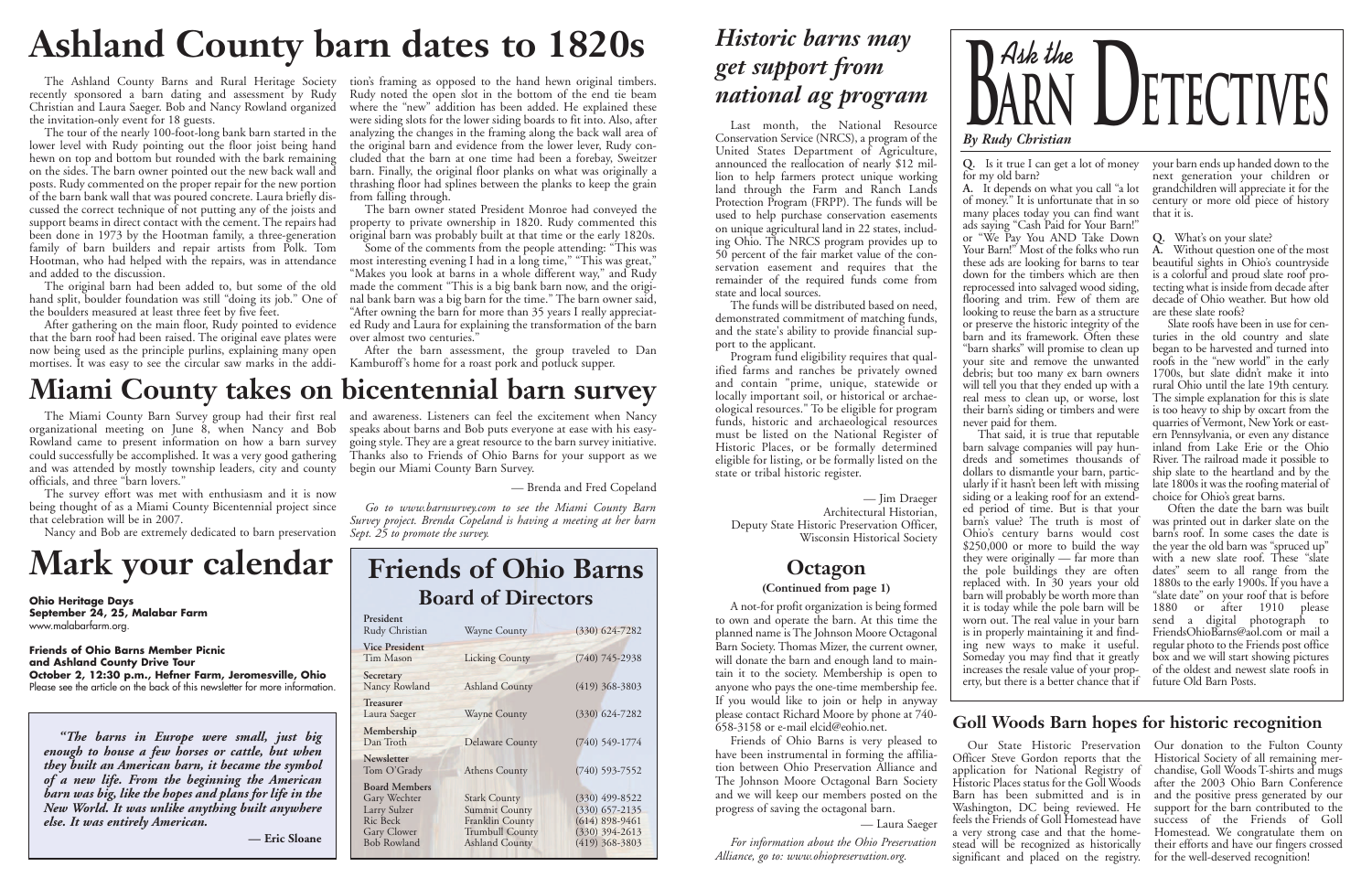# Ashland County barn dates to 1820s

The Ashland County Barns and Rural Heritage Society recently sponsored a barn dating and assessment by Rudy Christian and Laura Saeger. Bob and Nancy Rowland organized the invitation-only event for 18 guests.

The tour of the nearly 100-foot-long bank barn started in the lower level with Rudy pointing out the floor joist being hand hewn on top and bottom but rounded with the bark remaining on the sides. The barn owner pointed out the new back wall and posts. Rudy commented on the proper repair for the new portion of the barn bank wall that was poured concrete. Laura briefly discussed the correct technique of not putting any of the joists and support beams in direct contact with the cement. The repairs had been done in 1973 by the Hootman family, a three-generation family of barn builders and repair artists from Polk. Tom Hootman, who had helped with the repairs, was in attendance and added to the discussion.

The original barn had been added to, but some of the old hand split, boulder foundation was still "doing its job." One of the boulders measured at least three feet by five feet.

After gathering on the main floor, Rudy pointed to evidence that the barn roof had been raised. The original eave plates were now being used as the principle purlins, explaining many open mortises. It was easy to see the circular saw marks in the addition's framing as opposed to the hand hewn original timbers. Rudy noted the open slot in the bottom of the end tie beam where the "new" addition has been added. He explained these were siding slots for the lower siding boards to fit into. Also, after analyzing the changes in the framing along the back wall area of the original barn and evidence from the lower lever, Rudy concluded that the barn at one time had been a forebay, Sweitzer barn. Finally, the original floor planks on what was originally a thrashing floor had splines between the planks to keep the grain from falling through.

The barn owner stated President Monroe had conveyed the property to private ownership in 1820. Rudy commented this original barn was probably built at that time or the early 1820s.

Some of the comments from the people attending: "This was most interesting evening I had in a long time," "This was great," "Makes you look at barns in a whole different way," and Rudy made the comment "This is a big bank barn now, and the original bank barn was a big barn for the time." The barn owner said, "After owning the barn for more than 35 years I really appreciated Rudy and Laura for explaining the transformation of the barn over almost two centuries."

After the barn assessment, the group traveled to Dan Kamburoff's home for a roast pork and potluck supper.

# Miami County takes on bicentennial barn survey

The Miami County Barn Survey group had their first real organizational meeting on June 8, when Nancy and Bob Rowland came to present information on how a barn survey could successfully be accomplished. It was a very good gathering and was attended by mostly township leaders, city and county officials, and three "barn lovers."

The survey effort was met with enthusiasm and it is now being thought of as a Miami County Bicentennial project since that celebration will be in 2007.

Nancy and Bob are extremely dedicated to barn preservation and awareness. Listeners can feel the excitement when Nancy speaks about barns and Bob puts everyone at ease with his easy-going style. They are a great resource to the barn survey initiative. Thanks also to Friends of Ohio Barns for your support as we begin our Miami County Barn Survey.

— Brenda and Fred Copeland

*Go to www.barnsurvey.com to see the Miami County Barn Survey project. Brenda Copeland is having a meeting at her barn Sept. 25 to promote the survey.*

# Mark your calendar

**Ohio Heritage Days**
**September 24, 25, Malabar Farm**
www.malabarfarm.org.

**Friends of Ohio Barns Member Picnic and Ashland County Drive Tour**
**October 2, 12:30 p.m., Hefner Farm, Jeromesville, Ohio**
Please see the article on the back of this newsletter for more information.

> ***"The barns in Europe were small, just big enough to house a few horses or cattle, but when they built an American barn, it became the symbol of a new life. From the beginning the American barn was big, like the hopes and plans for life in the New World. It was unlike anything built anywhere else. It was entirely American.***
>
> **— Eric Sloane**

# Friends of Ohio Barns
## Board of Directors

| | | |
|---|---|---|
| **President** | | |
| Rudy Christian | Wayne County | (330) 624-7282 |
| **Vice President** | | |
| Tim Mason | Licking County | (740) 745-2938 |
| **Secretary** | | |
| Nancy Rowland | Ashland County | (419) 368-3803 |
| **Treasurer** | | |
| Laura Saeger | Wayne County | (330) 624-7282 |
| **Membership** | | |
| Dan Troth | Delaware County | (740) 549-1774 |
| **Newsletter** | | |
| Tom O'Grady | Athens County | (740) 593-7552 |
| **Board Members** | | |
| Gary Wechter | Stark County | (330) 499-8522 |
| Larry Sulzer | Summit County | (330) 657-2135 |
| Ric Beck | Franklin County | (614) 898-9461 |
| Gary Clower | Trumbull County | (330) 394-2613 |
| Bob Rowland | Ashland County | (419) 368-3803 |

# *Historic barns may get support from national ag program*

Last month, the National Resource Conservation Service (NRCS), a program of the United States Department of Agriculture, announced the reallocation of nearly $12 million to help farmers protect unique working land through the Farm and Ranch Lands Protection Program (FRPP). The funds will be used to help purchase conservation easements on unique agricultural land in 22 states, including Ohio. The NRCS program provides up to 50 percent of the fair market value of the conservation easement and requires that the remainder of the required funds come from state and local sources.

The funds will be distributed based on need, demonstrated commitment of matching funds, and the state's ability to provide financial support to the applicant.

Program fund eligibility requires that qualified farms and ranches be privately owned and contain "prime, unique, statewide or locally important soil, or historical or archaeological resources." To be eligible for program funds, historic and archaeological resources must be listed on the National Register of Historic Places, or be formally determined eligible for listing, or be formally listed on the state or tribal historic register.

— Jim Draeger
Architectural Historian,
Deputy State Historic Preservation Officer,
Wisconsin Historical Society

## Octagon
**(Continued from page 1)**

A not-for profit organization is being formed to own and operate the barn. At this time the planned name is The Johnson Moore Octagonal Barn Society. Thomas Mizer, the current owner, will donate the barn and enough land to maintain it to the society. Membership is open to anyone who pays the one-time membership fee. If you would like to join or help in anyway please contact Richard Moore by phone at 740-658-3158 or e-mail elcid@eohio.net.

Friends of Ohio Barns is very pleased to have been instrumental in forming the affiliation between Ohio Preservation Alliance and The Johnson Moore Octagonal Barn Society and we will keep our members posted on the progress of saving the octagonal barn.

— Laura Saeger

*For information about the Ohio Preservation Alliance, go to: www.ohiopreservation.org.*

# Ask the Barn Detectives
*By Rudy Christian*

**Q.** Is it true I can get a lot of money for my old barn?

**A.** It depends on what you call "a lot of money." It is unfortunate that in so many places today you can find want ads saying "Cash Paid for Your Barn!" or "We Pay You AND Take Down Your Barn!" Most of the folks who run these ads are looking for barns to tear down for the timbers which are then reprocessed into salvaged wood siding, flooring and trim. Few of them are looking to reuse the barn as a structure or preserve the historic integrity of the barn and its framework. Often these "barn sharks" will promise to clean up your site and remove the unwanted debris; but too many ex barn owners will tell you that they ended up with a real mess to clean up, or worse, lost their barn's siding or timbers and were never paid for them.

That said, it is true that reputable barn salvage companies will pay hundreds and sometimes thousands of dollars to dismantle your barn, particularly if it hasn't been left with missing siding or a leaking roof for an extended period of time. But is that your barn's value? The truth is most of Ohio's century barns would cost $250,000 or more to build the way they were originally — far more than the pole buildings they are often replaced with. In 30 years your old barn will probably be worth more than it is today while the pole barn will be worn out. The real value in your barn is in properly maintaining it and finding new ways to make it useful. Someday you may find that it greatly increases the resale value of your property, but there is a better chance that if your barn ends up handed down to the next generation your children or grandchildren will appreciate it for the century or more old piece of history that it is.

**Q.** What's on your slate?

**A.** Without question one of the most beautiful sights in Ohio's countryside is a colorful and proud slate roof protecting what is inside from decade after decade of Ohio weather. But how old are these slate roofs?

Slate roofs have been in use for centuries in the old country and slate began to be harvested and turned into roofs in the "new world" in the early 1700s, but slate didn't make it into rural Ohio until the late 19th century. The simple explanation for this is slate is too heavy to ship by oxcart from the quarries of Vermont, New York or eastern Pennsylvania, or even any distance inland from Lake Erie or the Ohio River. The railroad made it possible to ship slate to the heartland and by the late 1800s it was the roofing material of choice for Ohio's great barns.

Often the date the barn was built was printed out in darker slate on the barn's roof. In some cases the date is the year the old barn was "spruced up" with a new slate roof. These "slate dates" seem to all range from the 1880s to the early 1900s. If you have a "slate date" on your roof that is before 1880 or after 1910 please send a digital photograph to FriendsOhioBarns@aol.com or mail a regular photo to the Friends post office box and we will start showing pictures of the oldest and newest slate roofs in future Old Barn Posts.

## Goll Woods Barn hopes for historic recognition

Our State Historic Preservation Officer Steve Gordon reports that the application for National Registry of Historic Places status for the Goll Woods Barn has been submitted and is in Washington, DC being reviewed. He feels the Friends of Goll Homestead have a very strong case and that the homestead will be recognized as historically significant and placed on the registry. Our donation to the Fulton County Historical Society of all remaining merchandise, Goll Woods T-shirts and mugs after the 2003 Ohio Barn Conference and the positive press generated by our support for the barn contributed to the success of the Friends of Goll Homestead. We congratulate them on their efforts and have our fingers crossed for the well-deserved recognition!